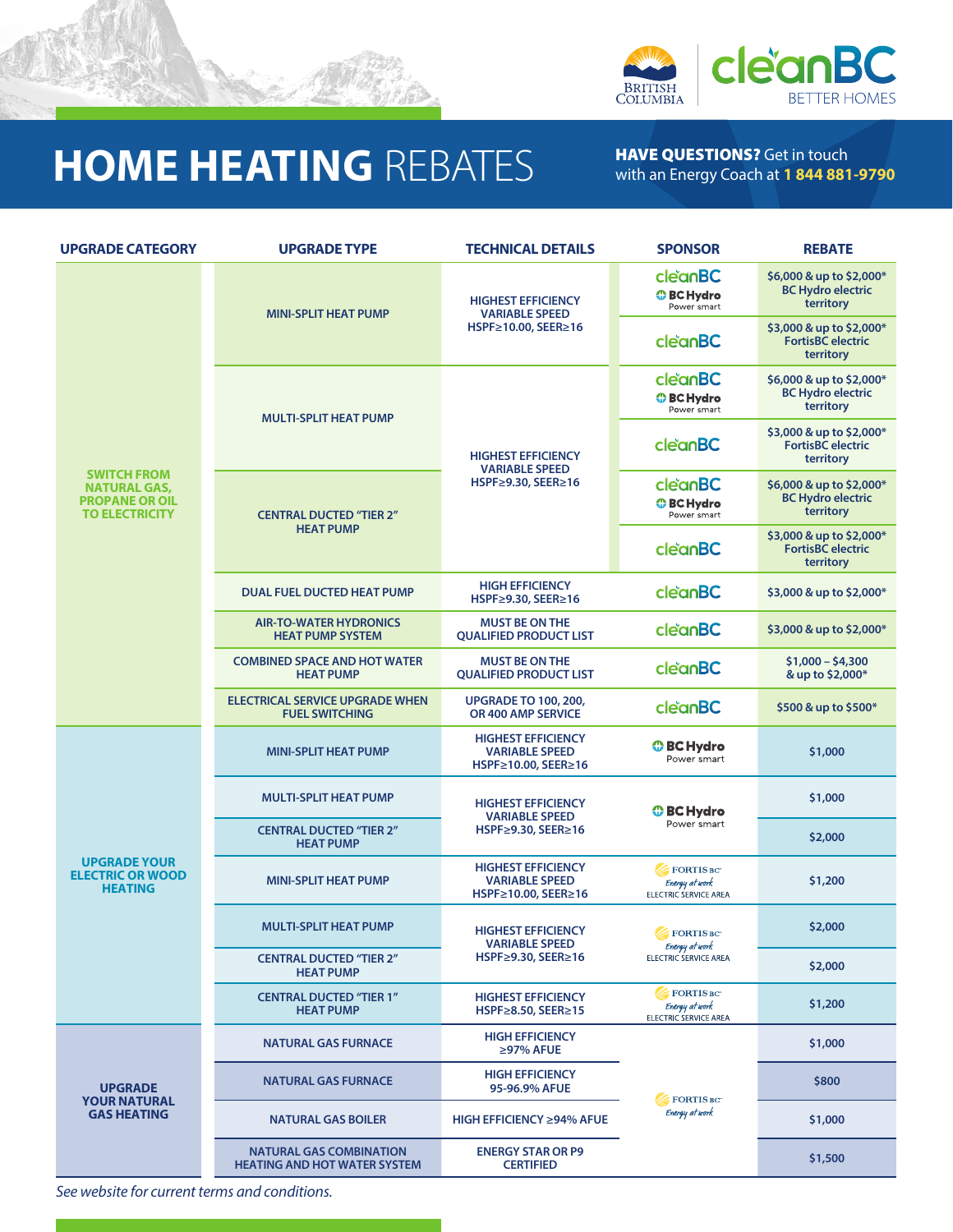# HOME HEATING REBATES

**HAVE QUESTIONS?** Get in touch with an Energy Coach at **1 844 881-9790**

| UPGRADE CATEGORY | UPGRADE TYPE | TECHNICAL DETAILS | SPONSOR | REBATE |
|---|---|---|---|---|
| SWITCH FROM NATURAL GAS, PROPANE OR OIL TO ELECTRICITY | MINI-SPLIT HEAT PUMP | HIGHEST EFFICIENCY VARIABLE SPEED HSPF≥10.00, SEER≥16 | CleanBC, BC Hydro Power smart | $6,000 & up to $2,000* BC Hydro electric territory |
| | | | CleanBC | $3,000 & up to $2,000* FortisBC electric territory |
| | MULTI-SPLIT HEAT PUMP | HIGHEST EFFICIENCY VARIABLE SPEED HSPF≥9.30, SEER≥16 | CleanBC, BC Hydro Power smart | $6,000 & up to $2,000* BC Hydro electric territory |
| | | | CleanBC | $3,000 & up to $2,000* FortisBC electric territory |
| | CENTRAL DUCTED "TIER 2" HEAT PUMP | | CleanBC, BC Hydro Power smart | $6,000 & up to $2,000* BC Hydro electric territory |
| | | | CleanBC | $3,000 & up to $2,000* FortisBC electric territory |
| | DUAL FUEL DUCTED HEAT PUMP | HIGH EFFICIENCY HSPF≥9.30, SEER≥16 | CleanBC | $3,000 & up to $2,000* |
| | AIR-TO-WATER HYDRONICS HEAT PUMP SYSTEM | MUST BE ON THE QUALIFIED PRODUCT LIST | CleanBC | $3,000 & up to $2,000* |
| | COMBINED SPACE AND HOT WATER HEAT PUMP | MUST BE ON THE QUALIFIED PRODUCT LIST | CleanBC | $1,000 – $4,300 & up to $2,000* |
| | ELECTRICAL SERVICE UPGRADE WHEN FUEL SWITCHING | UPGRADE TO 100, 200, OR 400 AMP SERVICE | CleanBC | $500 & up to $500* |
| UPGRADE YOUR ELECTRIC OR WOOD HEATING | MINI-SPLIT HEAT PUMP | HIGHEST EFFICIENCY VARIABLE SPEED HSPF≥10.00, SEER≥16 | BC Hydro Power smart | $1,000 |
| | MULTI-SPLIT HEAT PUMP | HIGHEST EFFICIENCY VARIABLE SPEED HSPF≥9.30, SEER≥16 | BC Hydro Power smart | $1,000 |
| | CENTRAL DUCTED "TIER 2" HEAT PUMP | | | $2,000 |
| | MINI-SPLIT HEAT PUMP | HIGHEST EFFICIENCY VARIABLE SPEED HSPF≥10.00, SEER≥16 | FortisBC Energy at work ELECTRIC SERVICE AREA | $1,200 |
| | MULTI-SPLIT HEAT PUMP | HIGHEST EFFICIENCY VARIABLE SPEED HSPF≥9.30, SEER≥16 | FortisBC Energy at work ELECTRIC SERVICE AREA | $2,000 |
| | CENTRAL DUCTED "TIER 2" HEAT PUMP | | | $2,000 |
| | CENTRAL DUCTED "TIER 1" HEAT PUMP | HIGHEST EFFICIENCY HSPF≥8.50, SEER≥15 | FortisBC Energy at work ELECTRIC SERVICE AREA | $1,200 |
| UPGRADE YOUR NATURAL GAS HEATING | NATURAL GAS FURNACE | HIGH EFFICIENCY ≥97% AFUE | FortisBC Energy at work | $1,000 |
| | NATURAL GAS FURNACE | HIGH EFFICIENCY 95-96.9% AFUE | | $800 |
| | NATURAL GAS BOILER | HIGH EFFICIENCY ≥94% AFUE | | $1,000 |
| | NATURAL GAS COMBINATION HEATING AND HOT WATER SYSTEM | ENERGY STAR OR P9 CERTIFIED | | $1,500 |

*See website for current terms and conditions.*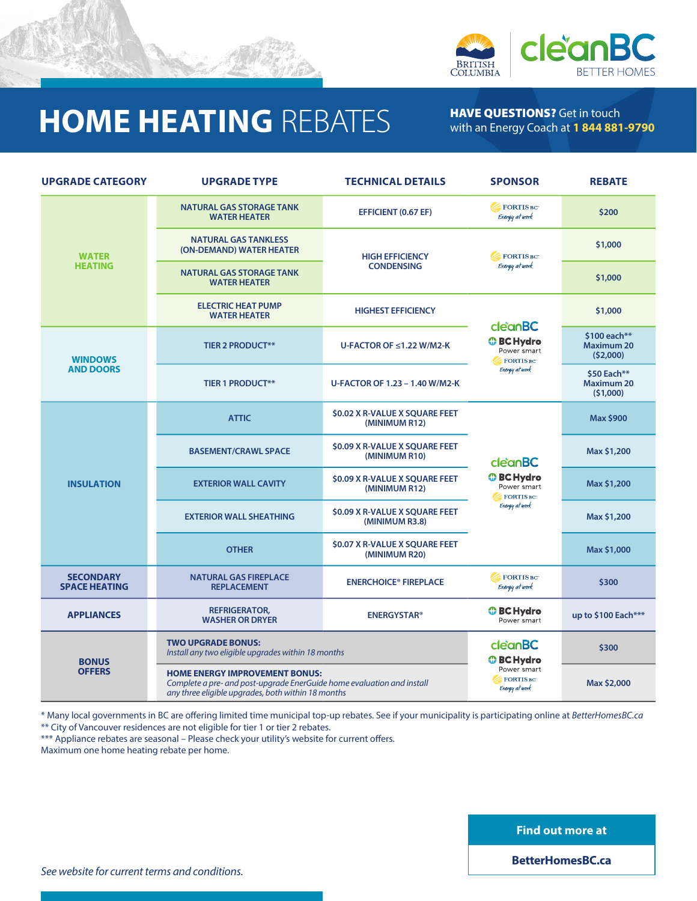# HOME HEATING REBATES

**HAVE QUESTIONS?** Get in touch with an Energy Coach at **1 844 881-9790**

| UPGRADE CATEGORY | UPGRADE TYPE | TECHNICAL DETAILS | SPONSOR | REBATE |
|---|---|---|---|---|
| WATER HEATING | NATURAL GAS STORAGE TANK WATER HEATER | EFFICIENT (0.67 EF) | FORTIS BC | $200 |
| | NATURAL GAS TANKLESS (ON-DEMAND) WATER HEATER | HIGH EFFICIENCY CONDENSING | FORTIS BC | $1,000 |
| | NATURAL GAS STORAGE TANK WATER HEATER | HIGH EFFICIENCY CONDENSING | FORTIS BC | $1,000 |
| | ELECTRIC HEAT PUMP WATER HEATER | HIGHEST EFFICIENCY | cleanBC, BC Hydro, FORTIS BC | $1,000 |
| WINDOWS AND DOORS | TIER 2 PRODUCT** | U-FACTOR OF ≤1.22 W/M2-K | cleanBC, BC Hydro, FORTIS BC | $100 each** Maximum 20 ($2,000) |
| | TIER 1 PRODUCT** | U-FACTOR OF 1.23 – 1.40 W/M2-K | cleanBC, BC Hydro, FORTIS BC | $50 Each** Maximum 20 ($1,000) |
| INSULATION | ATTIC | $0.02 X R-VALUE X SQUARE FEET (MINIMUM R12) | cleanBC, BC Hydro, FORTIS BC | Max $900 |
| | BASEMENT/CRAWL SPACE | $0.09 X R-VALUE X SQUARE FEET (MINIMUM R10) | cleanBC, BC Hydro, FORTIS BC | Max $1,200 |
| | EXTERIOR WALL CAVITY | $0.09 X R-VALUE X SQUARE FEET (MINIMUM R12) | cleanBC, BC Hydro, FORTIS BC | Max $1,200 |
| | EXTERIOR WALL SHEATHING | $0.09 X R-VALUE X SQUARE FEET (MINIMUM R3.8) | cleanBC, BC Hydro, FORTIS BC | Max $1,200 |
| | OTHER | $0.07 X R-VALUE X SQUARE FEET (MINIMUM R20) | cleanBC, BC Hydro, FORTIS BC | Max $1,000 |
| SECONDARY SPACE HEATING | NATURAL GAS FIREPLACE REPLACEMENT | ENERCHOICE® FIREPLACE | FORTIS BC | $300 |
| APPLIANCES | REFRIGERATOR, WASHER OR DRYER | ENERGYSTAR® | BC Hydro | up to $100 Each*** |
| BONUS OFFERS | **TWO UPGRADE BONUS:** *Install any two eligible upgrades within 18 months* | | cleanBC, BC Hydro, FORTIS BC | $300 |
| | **HOME ENERGY IMPROVEMENT BONUS:** *Complete a pre- and post-upgrade EnerGuide home evaluation and install any three eligible upgrades, both within 18 months* | | cleanBC, BC Hydro, FORTIS BC | Max $2,000 |

\* Many local governments in BC are offering limited time municipal top-up rebates. See if your municipality is participating online at *BetterHomesBC.ca*
** City of Vancouver residences are not eligible for tier 1 or tier 2 rebates.
*** Appliance rebates are seasonal – Please check your utility's website for current offers.
Maximum one home heating rebate per home.

**Find out more at**
**BetterHomesBC.ca**

*See website for current terms and conditions.*